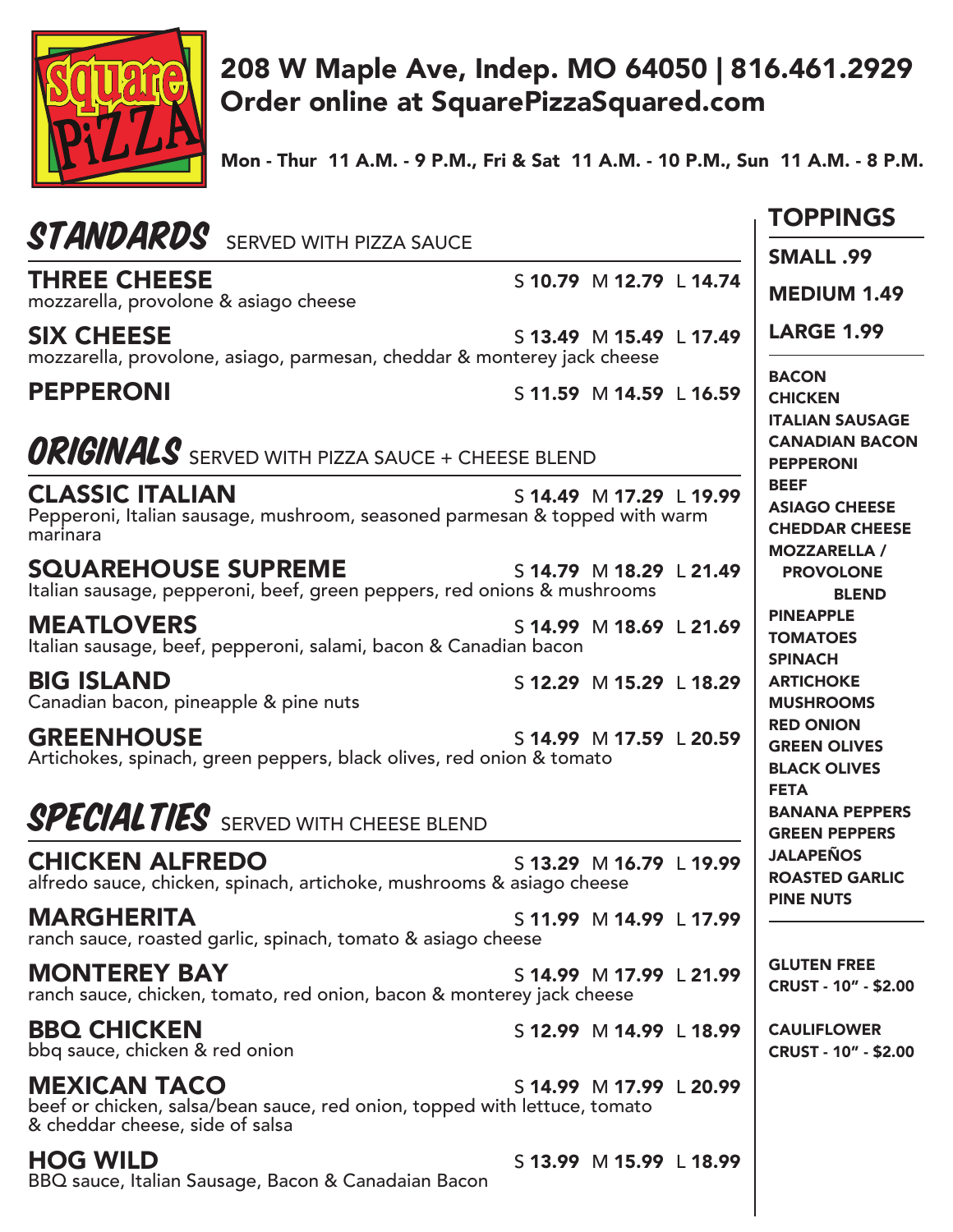Square Pizza

208 W Maple Ave, Indep. MO 64050 | 816.461.2929
Order online at SquarePizzaSquared.com

Mon - Thur 11 A.M. - 9 P.M., Fri & Sat 11 A.M. - 10 P.M., Sun 11 A.M. - 8 P.M.

## STANDARDS SERVED WITH PIZZA SAUCE

**THREE CHEESE** — S **10.79** M **12.79** L **14.74**
mozzarella, provolone & asiago cheese

**SIX CHEESE** — S **13.49** M **15.49** L **17.49**
mozzarella, provolone, asiago, parmesan, cheddar & monterey jack cheese

**PEPPERONI** — S **11.59** M **14.59** L **16.59**

## ORIGINALS SERVED WITH PIZZA SAUCE + CHEESE BLEND

**CLASSIC ITALIAN** — S **14.49** M **17.29** L **19.99**
Pepperoni, Italian sausage, mushroom, seasoned parmesan & topped with warm marinara

**SQUAREHOUSE SUPREME** — S **14.79** M **18.29** L **21.49**
Italian sausage, pepperoni, beef, green peppers, red onions & mushrooms

**MEATLOVERS** — S **14.99** M **18.69** L **21.69**
Italian sausage, beef, pepperoni, salami, bacon & Canadian bacon

**BIG ISLAND** — S **12.29** M **15.29** L **18.29**
Canadian bacon, pineapple & pine nuts

**GREENHOUSE** — S **14.99** M **17.59** L **20.59**
Artichokes, spinach, green peppers, black olives, red onion & tomato

## SPECIALTIES SERVED WITH CHEESE BLEND

**CHICKEN ALFREDO** — S **13.29** M **16.79** L **19.99**
alfredo sauce, chicken, spinach, artichoke, mushrooms & asiago cheese

**MARGHERITA** — S **11.99** M **14.99** L **17.99**
ranch sauce, roasted garlic, spinach, tomato & asiago cheese

**MONTEREY BAY** — S **14.99** M **17.99** L **21.99**
ranch sauce, chicken, tomato, red onion, bacon & monterey jack cheese

**BBQ CHICKEN** — S **12.99** M **14.99** L **18.99**
bbq sauce, chicken & red onion

**MEXICAN TACO** — S **14.99** M **17.99** L **20.99**
beef or chicken, salsa/bean sauce, red onion, topped with lettuce, tomato & cheddar cheese, side of salsa

**HOG WILD** — S **13.99** M **15.99** L **18.99**
BBQ sauce, Italian Sausage, Bacon & Canadaian Bacon

## TOPPINGS

**SMALL .99**
**MEDIUM 1.49**
**LARGE 1.99**

- BACON
- CHICKEN
- ITALIAN SAUSAGE
- CANADIAN BACON
- PEPPERONI
- BEEF
- ASIAGO CHEESE
- CHEDDAR CHEESE
- MOZZARELLA / PROVOLONE BLEND
- PINEAPPLE
- TOMATOES
- SPINACH
- ARTICHOKE
- MUSHROOMS
- RED ONION
- GREEN OLIVES
- BLACK OLIVES
- FETA
- BANANA PEPPERS
- GREEN PEPPERS
- JALAPEÑOS
- ROASTED GARLIC
- PINE NUTS

**GLUTEN FREE CRUST - 10" - $2.00**

**CAULIFLOWER CRUST - 10" - $2.00**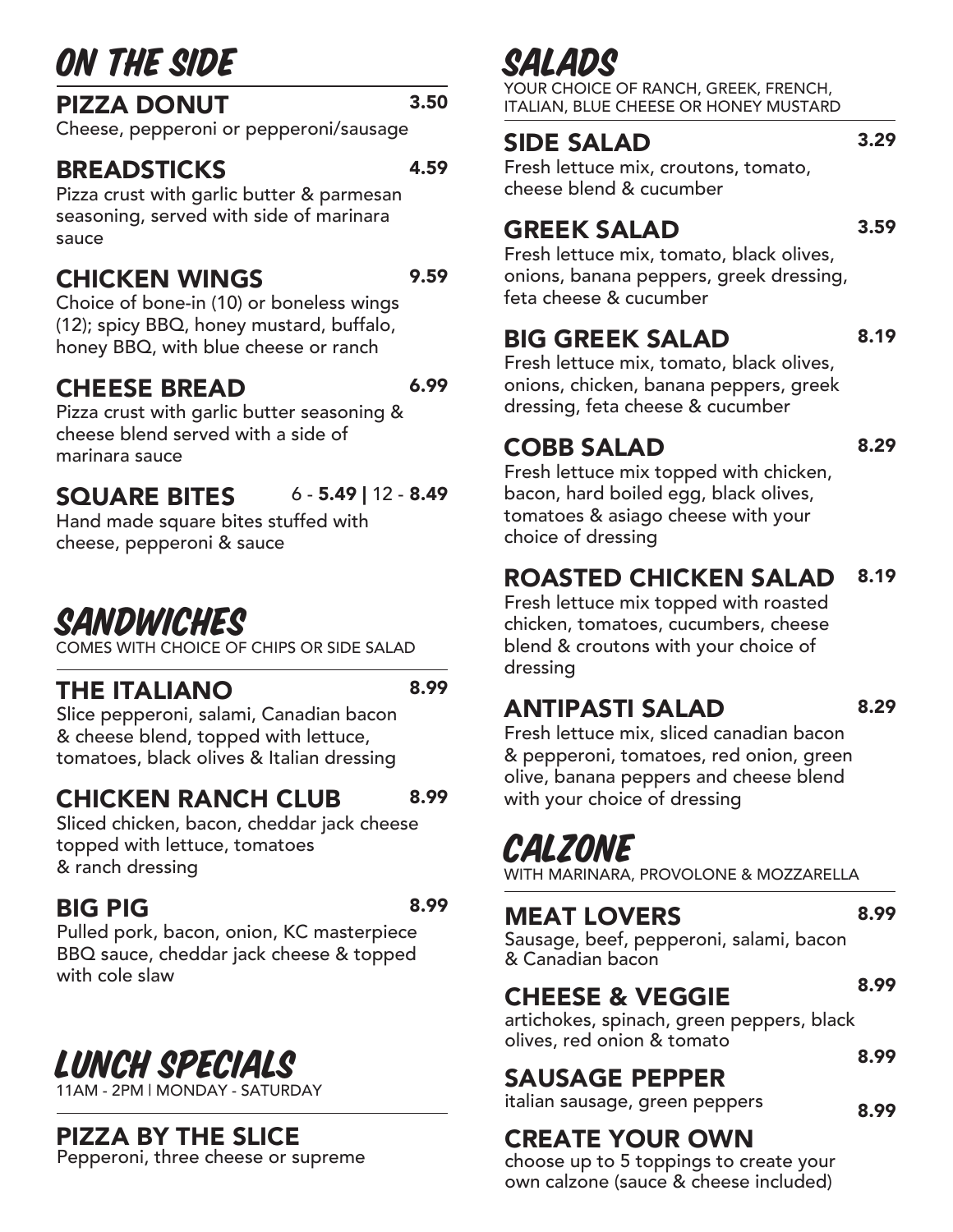# ON THE SIDE

### PIZZA DONUT 3.50

Cheese, pepperoni or pepperoni/sausage

### BREADSTICKS 4.59

Pizza crust with garlic butter & parmesan seasoning, served with side of marinara sauce

### CHICKEN WINGS 9.59

Choice of bone-in (10) or boneless wings (12); spicy BBQ, honey mustard, buffalo, honey BBQ, with blue cheese or ranch

### CHEESE BREAD 6.99

Pizza crust with garlic butter seasoning & cheese blend served with a side of marinara sauce

### SQUARE BITES 6 - **5.49** | 12 - **8.49**

Hand made square bites stuffed with cheese, pepperoni & sauce

# SANDWICHES

COMES WITH CHOICE OF CHIPS OR SIDE SALAD

### THE ITALIANO 8.99

Slice pepperoni, salami, Canadian bacon & cheese blend, topped with lettuce, tomatoes, black olives & Italian dressing

### CHICKEN RANCH CLUB 8.99

Sliced chicken, bacon, cheddar jack cheese topped with lettuce, tomatoes & ranch dressing

### BIG PIG 8.99

Pulled pork, bacon, onion, KC masterpiece BBQ sauce, cheddar jack cheese & topped with cole slaw

# LUNCH SPECIALS

11AM - 2PM | MONDAY - SATURDAY

### PIZZA BY THE SLICE

Pepperoni, three cheese or supreme

# SALADS

YOUR CHOICE OF RANCH, GREEK, FRENCH, ITALIAN, BLUE CHEESE OR HONEY MUSTARD

### SIDE SALAD 3.29

Fresh lettuce mix, croutons, tomato, cheese blend & cucumber

### GREEK SALAD 3.59

Fresh lettuce mix, tomato, black olives, onions, banana peppers, greek dressing, feta cheese & cucumber

### BIG GREEK SALAD 8.19

Fresh lettuce mix, tomato, black olives, onions, chicken, banana peppers, greek dressing, feta cheese & cucumber

### COBB SALAD 8.29

Fresh lettuce mix topped with chicken, bacon, hard boiled egg, black olives, tomatoes & asiago cheese with your choice of dressing

### ROASTED CHICKEN SALAD 8.19

Fresh lettuce mix topped with roasted chicken, tomatoes, cucumbers, cheese blend & croutons with your choice of dressing

### ANTIPASTI SALAD 8.29

Fresh lettuce mix, sliced canadian bacon & pepperoni, tomatoes, red onion, green olive, banana peppers and cheese blend with your choice of dressing

# CALZONE

WITH MARINARA, PROVOLONE & MOZZARELLA

### MEAT LOVERS 8.99

Sausage, beef, pepperoni, salami, bacon & Canadian bacon

### CHEESE & VEGGIE 8.99

artichokes, spinach, green peppers, black olives, red onion & tomato

### SAUSAGE PEPPER 8.99

italian sausage, green peppers

### CREATE YOUR OWN 8.99

choose up to 5 toppings to create your own calzone (sauce & cheese included)